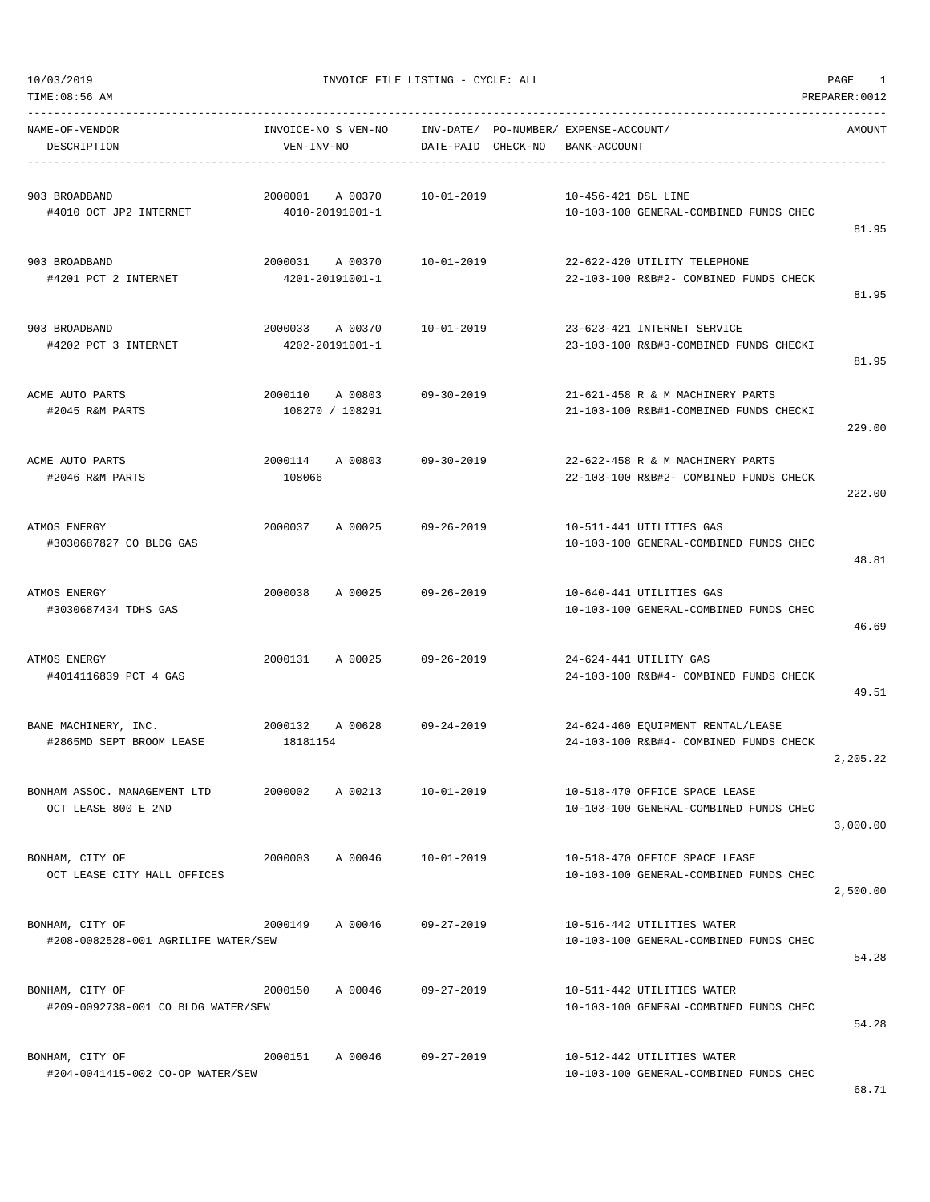10/03/2019 INVOICE FILE LISTING - CYCLE: ALL

TIME:08:56 AM PREPARER:0012

| NAME-OF-VENDOR / DESCRIPTION | INVOICE-NO S VEN-NO / VEN-INV-NO | INV-DATE/ DATE-PAID | PO-NUMBER/ CHECK-NO | EXPENSE-ACCOUNT/ BANK-ACCOUNT | AMOUNT |
|---|---|---|---|---|---|
| 903 BROADBAND<br>#4010 OCT JP2 INTERNET | 2000001 A 00370<br>4010-20191001-1 | 10-01-2019 | | 10-456-421 DSL LINE<br>10-103-100 GENERAL-COMBINED FUNDS CHEC | 81.95 |
| 903 BROADBAND<br>#4201 PCT 2 INTERNET | 2000031 A 00370<br>4201-20191001-1 | 10-01-2019 | | 22-622-420 UTILITY TELEPHONE<br>22-103-100 R&B#2- COMBINED FUNDS CHECK | 81.95 |
| 903 BROADBAND<br>#4202 PCT 3 INTERNET | 2000033 A 00370<br>4202-20191001-1 | 10-01-2019 | | 23-623-421 INTERNET SERVICE<br>23-103-100 R&B#3-COMBINED FUNDS CHECKI | 81.95 |
| ACME AUTO PARTS<br>#2045 R&M PARTS | 2000110 A 00803<br>108270 / 108291 | 09-30-2019 | | 21-621-458 R & M MACHINERY PARTS<br>21-103-100 R&B#1-COMBINED FUNDS CHECKI | 229.00 |
| ACME AUTO PARTS<br>#2046 R&M PARTS | 2000114 A 00803<br>108066 | 09-30-2019 | | 22-622-458 R & M MACHINERY PARTS<br>22-103-100 R&B#2- COMBINED FUNDS CHECK | 222.00 |
| ATMOS ENERGY<br>#3030687827 CO BLDG GAS | 2000037 A 00025 | 09-26-2019 | | 10-511-441 UTILITIES GAS<br>10-103-100 GENERAL-COMBINED FUNDS CHEC | 48.81 |
| ATMOS ENERGY<br>#3030687434 TDHS GAS | 2000038 A 00025 | 09-26-2019 | | 10-640-441 UTILITIES GAS<br>10-103-100 GENERAL-COMBINED FUNDS CHEC | 46.69 |
| ATMOS ENERGY<br>#4014116839 PCT 4 GAS | 2000131 A 00025 | 09-26-2019 | | 24-624-441 UTILITY GAS<br>24-103-100 R&B#4- COMBINED FUNDS CHECK | 49.51 |
| BANE MACHINERY, INC.<br>#2865MD SEPT BROOM LEASE | 2000132 A 00628<br>18181154 | 09-24-2019 | | 24-624-460 EQUIPMENT RENTAL/LEASE<br>24-103-100 R&B#4- COMBINED FUNDS CHECK | 2,205.22 |
| BONHAM ASSOC. MANAGEMENT LTD<br>OCT LEASE 800 E 2ND | 2000002 A 00213 | 10-01-2019 | | 10-518-470 OFFICE SPACE LEASE<br>10-103-100 GENERAL-COMBINED FUNDS CHEC | 3,000.00 |
| BONHAM, CITY OF<br>OCT LEASE CITY HALL OFFICES | 2000003 A 00046 | 10-01-2019 | | 10-518-470 OFFICE SPACE LEASE<br>10-103-100 GENERAL-COMBINED FUNDS CHEC | 2,500.00 |
| BONHAM, CITY OF<br>#208-0082528-001 AGRILIFE WATER/SEW | 2000149 A 00046 | 09-27-2019 | | 10-516-442 UTILITIES WATER<br>10-103-100 GENERAL-COMBINED FUNDS CHEC | 54.28 |
| BONHAM, CITY OF<br>#209-0092738-001 CO BLDG WATER/SEW | 2000150 A 00046 | 09-27-2019 | | 10-511-442 UTILITIES WATER<br>10-103-100 GENERAL-COMBINED FUNDS CHEC | 54.28 |
| BONHAM, CITY OF<br>#204-0041415-002 CO-OP WATER/SEW | 2000151 A 00046 | 09-27-2019 | | 10-512-442 UTILITIES WATER<br>10-103-100 GENERAL-COMBINED FUNDS CHEC | 68.71 |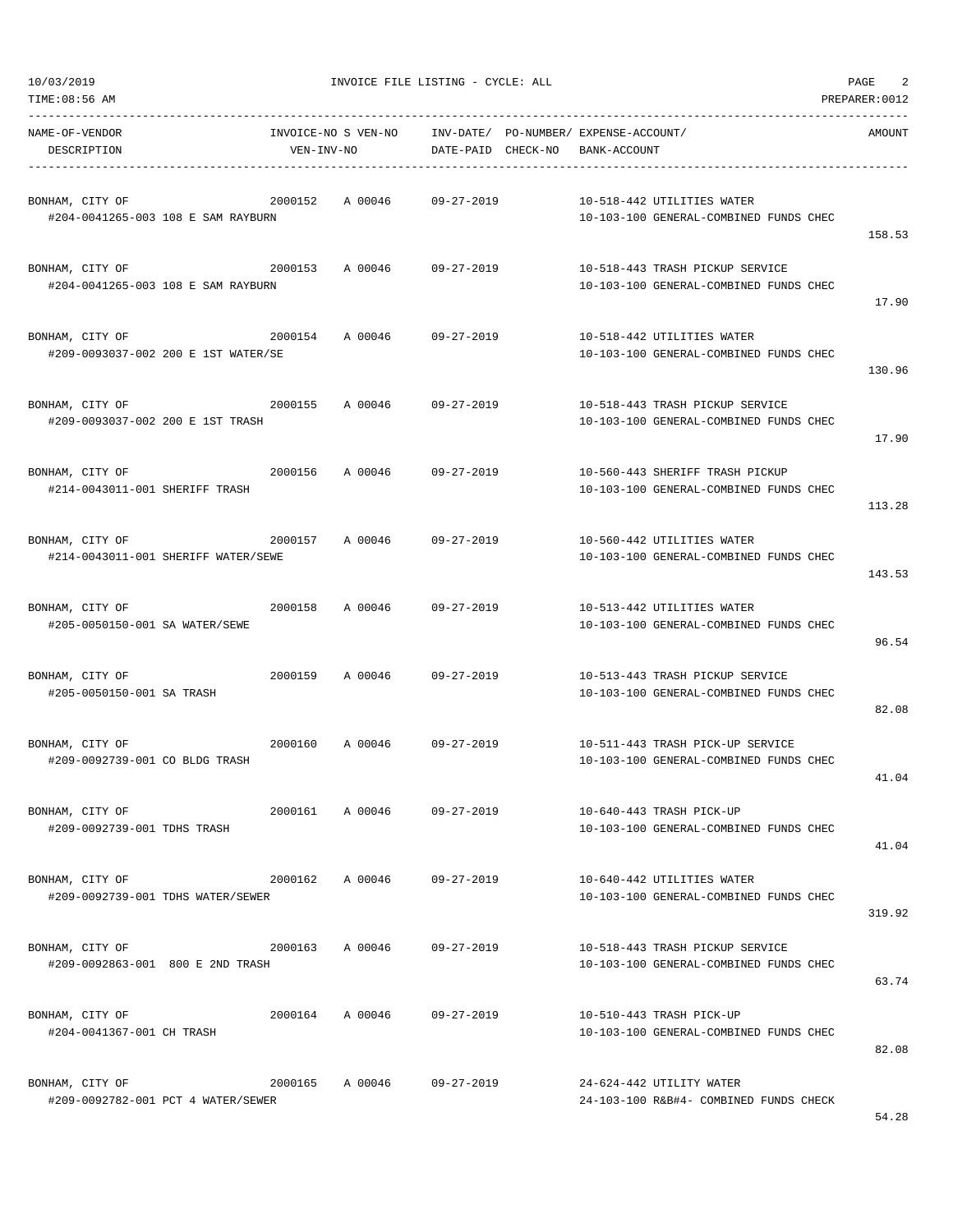10/03/2019 INVOICE FILE LISTING - CYCLE: ALL

TIME:08:56 AM PREPARER:0012

| NAME-OF-VENDOR / DESCRIPTION | INVOICE-NO | S VEN-NO / VEN-INV-NO | INV-DATE/ DATE-PAID | PO-NUMBER/ CHECK-NO | EXPENSE-ACCOUNT/ BANK-ACCOUNT | AMOUNT |
|---|---|---|---|---|---|---|
| BONHAM, CITY OF<br>#204-0041265-003 108 E SAM RAYBURN | 2000152 | A 00046 | 09-27-2019 | | 10-518-442 UTILITIES WATER<br>10-103-100 GENERAL-COMBINED FUNDS CHEC | 158.53 |
| BONHAM, CITY OF<br>#204-0041265-003 108 E SAM RAYBURN | 2000153 | A 00046 | 09-27-2019 | | 10-518-443 TRASH PICKUP SERVICE<br>10-103-100 GENERAL-COMBINED FUNDS CHEC | 17.90 |
| BONHAM, CITY OF<br>#209-0093037-002 200 E 1ST WATER/SE | 2000154 | A 00046 | 09-27-2019 | | 10-518-442 UTILITIES WATER<br>10-103-100 GENERAL-COMBINED FUNDS CHEC | 130.96 |
| BONHAM, CITY OF<br>#209-0093037-002 200 E 1ST TRASH | 2000155 | A 00046 | 09-27-2019 | | 10-518-443 TRASH PICKUP SERVICE<br>10-103-100 GENERAL-COMBINED FUNDS CHEC | 17.90 |
| BONHAM, CITY OF<br>#214-0043011-001 SHERIFF TRASH | 2000156 | A 00046 | 09-27-2019 | | 10-560-443 SHERIFF TRASH PICKUP<br>10-103-100 GENERAL-COMBINED FUNDS CHEC | 113.28 |
| BONHAM, CITY OF<br>#214-0043011-001 SHERIFF WATER/SEWE | 2000157 | A 00046 | 09-27-2019 | | 10-560-442 UTILITIES WATER<br>10-103-100 GENERAL-COMBINED FUNDS CHEC | 143.53 |
| BONHAM, CITY OF<br>#205-0050150-001 SA WATER/SEWE | 2000158 | A 00046 | 09-27-2019 | | 10-513-442 UTILITIES WATER<br>10-103-100 GENERAL-COMBINED FUNDS CHEC | 96.54 |
| BONHAM, CITY OF<br>#205-0050150-001 SA TRASH | 2000159 | A 00046 | 09-27-2019 | | 10-513-443 TRASH PICKUP SERVICE<br>10-103-100 GENERAL-COMBINED FUNDS CHEC | 82.08 |
| BONHAM, CITY OF<br>#209-0092739-001 CO BLDG TRASH | 2000160 | A 00046 | 09-27-2019 | | 10-511-443 TRASH PICK-UP SERVICE<br>10-103-100 GENERAL-COMBINED FUNDS CHEC | 41.04 |
| BONHAM, CITY OF<br>#209-0092739-001 TDHS TRASH | 2000161 | A 00046 | 09-27-2019 | | 10-640-443 TRASH PICK-UP<br>10-103-100 GENERAL-COMBINED FUNDS CHEC | 41.04 |
| BONHAM, CITY OF<br>#209-0092739-001 TDHS WATER/SEWER | 2000162 | A 00046 | 09-27-2019 | | 10-640-442 UTILITIES WATER<br>10-103-100 GENERAL-COMBINED FUNDS CHEC | 319.92 |
| BONHAM, CITY OF<br>#209-0092863-001 800 E 2ND TRASH | 2000163 | A 00046 | 09-27-2019 | | 10-518-443 TRASH PICKUP SERVICE<br>10-103-100 GENERAL-COMBINED FUNDS CHEC | 63.74 |
| BONHAM, CITY OF<br>#204-0041367-001 CH TRASH | 2000164 | A 00046 | 09-27-2019 | | 10-510-443 TRASH PICK-UP<br>10-103-100 GENERAL-COMBINED FUNDS CHEC | 82.08 |
| BONHAM, CITY OF<br>#209-0092782-001 PCT 4 WATER/SEWER | 2000165 | A 00046 | 09-27-2019 | | 24-624-442 UTILITY WATER<br>24-103-100 R&B#4- COMBINED FUNDS CHECK | 54.28 |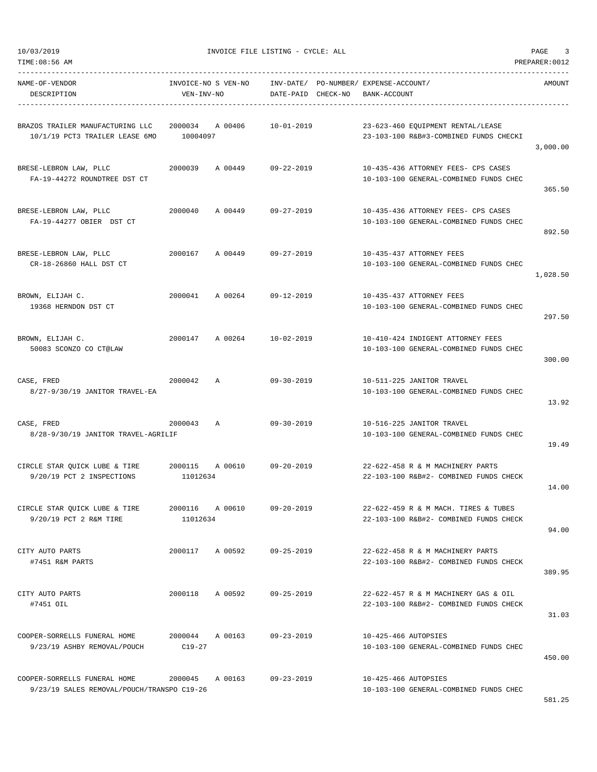10/03/2019 INVOICE FILE LISTING - CYCLE: ALL

TIME:08:56 AM PREPARER:0012

| NAME-OF-VENDOR / DESCRIPTION | INVOICE-NO / VEN-INV-NO | S | VEN-NO | INV-DATE/ DATE-PAID | PO-NUMBER/ CHECK-NO | EXPENSE-ACCOUNT/ BANK-ACCOUNT | AMOUNT |
|---|---|---|---|---|---|---|---|
| BRAZOS TRAILER MANUFACTURING LLC<br>10/1/19 PCT3 TRAILER LEASE 6MO | 2000034<br>10004097 | A | 00406 | 10-01-2019 | | 23-623-460 EQUIPMENT RENTAL/LEASE<br>23-103-100 R&B#3-COMBINED FUNDS CHECKI | 3,000.00 |
| BRESE-LEBRON LAW, PLLC<br>FA-19-44272 ROUNDTREE DST CT | 2000039 | A | 00449 | 09-22-2019 | | 10-435-436 ATTORNEY FEES- CPS CASES<br>10-103-100 GENERAL-COMBINED FUNDS CHEC | 365.50 |
| BRESE-LEBRON LAW, PLLC<br>FA-19-44277 OBIER DST CT | 2000040 | A | 00449 | 09-27-2019 | | 10-435-436 ATTORNEY FEES- CPS CASES<br>10-103-100 GENERAL-COMBINED FUNDS CHEC | 892.50 |
| BRESE-LEBRON LAW, PLLC<br>CR-18-26860 HALL DST CT | 2000167 | A | 00449 | 09-27-2019 | | 10-435-437 ATTORNEY FEES<br>10-103-100 GENERAL-COMBINED FUNDS CHEC | 1,028.50 |
| BROWN, ELIJAH C.<br>19368 HERNDON DST CT | 2000041 | A | 00264 | 09-12-2019 | | 10-435-437 ATTORNEY FEES<br>10-103-100 GENERAL-COMBINED FUNDS CHEC | 297.50 |
| BROWN, ELIJAH C.<br>50083 SCONZO CO CT@LAW | 2000147 | A | 00264 | 10-02-2019 | | 10-410-424 INDIGENT ATTORNEY FEES<br>10-103-100 GENERAL-COMBINED FUNDS CHEC | 300.00 |
| CASE, FRED<br>8/27-9/30/19 JANITOR TRAVEL-EA | 2000042 | A | | 09-30-2019 | | 10-511-225 JANITOR TRAVEL<br>10-103-100 GENERAL-COMBINED FUNDS CHEC | 13.92 |
| CASE, FRED<br>8/28-9/30/19 JANITOR TRAVEL-AGRILIF | 2000043 | A | | 09-30-2019 | | 10-516-225 JANITOR TRAVEL<br>10-103-100 GENERAL-COMBINED FUNDS CHEC | 19.49 |
| CIRCLE STAR QUICK LUBE & TIRE<br>9/20/19 PCT 2 INSPECTIONS | 2000115<br>11012634 | A | 00610 | 09-20-2019 | | 22-622-458 R & M MACHINERY PARTS<br>22-103-100 R&B#2- COMBINED FUNDS CHECK | 14.00 |
| CIRCLE STAR QUICK LUBE & TIRE<br>9/20/19 PCT 2 R&M TIRE | 2000116<br>11012634 | A | 00610 | 09-20-2019 | | 22-622-459 R & M MACH. TIRES & TUBES<br>22-103-100 R&B#2- COMBINED FUNDS CHECK | 94.00 |
| CITY AUTO PARTS<br>#7451 R&M PARTS | 2000117 | A | 00592 | 09-25-2019 | | 22-622-458 R & M MACHINERY PARTS<br>22-103-100 R&B#2- COMBINED FUNDS CHECK | 389.95 |
| CITY AUTO PARTS<br>#7451 OIL | 2000118 | A | 00592 | 09-25-2019 | | 22-622-457 R & M MACHINERY GAS & OIL<br>22-103-100 R&B#2- COMBINED FUNDS CHECK | 31.03 |
| COOPER-SORRELLS FUNERAL HOME<br>9/23/19 ASHBY REMOVAL/POUCH | 2000044<br>C19-27 | A | 00163 | 09-23-2019 | | 10-425-466 AUTOPSIES<br>10-103-100 GENERAL-COMBINED FUNDS CHEC | 450.00 |
| COOPER-SORRELLS FUNERAL HOME<br>9/23/19 SALES REMOVAL/POUCH/TRANSPO | 2000045<br>C19-26 | A | 00163 | 09-23-2019 | | 10-425-466 AUTOPSIES<br>10-103-100 GENERAL-COMBINED FUNDS CHEC | 581.25 |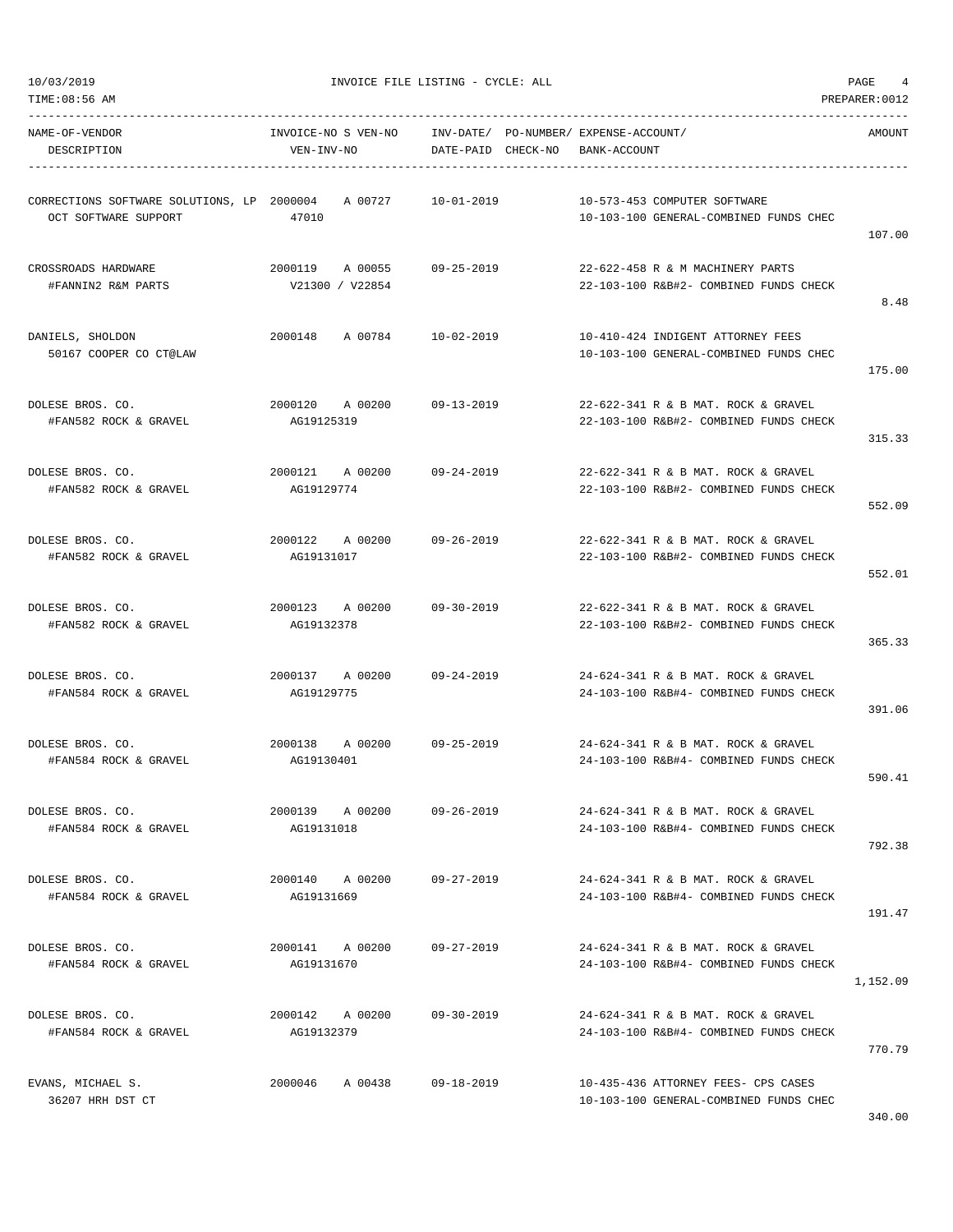10/03/2019 INVOICE FILE LISTING - CYCLE: ALL

TIME:08:56 AM PREPARER:0012

| NAME-OF-VENDOR<br>DESCRIPTION | INVOICE-NO S VEN-NO<br>VEN-INV-NO | INV-DATE/<br>DATE-PAID | PO-NUMBER/<br>CHECK-NO | EXPENSE-ACCOUNT/<br>BANK-ACCOUNT | AMOUNT |
|---|---|---|---|---|---|
| CORRECTIONS SOFTWARE SOLUTIONS, LP<br>OCT SOFTWARE SUPPORT | 2000004 A 00727<br>47010 | 10-01-2019 | | 10-573-453 COMPUTER SOFTWARE<br>10-103-100 GENERAL-COMBINED FUNDS CHEC | 107.00 |
| CROSSROADS HARDWARE<br>#FANNIN2 R&M PARTS | 2000119 A 00055<br>V21300 / V22854 | 09-25-2019 | | 22-622-458 R & M MACHINERY PARTS<br>22-103-100 R&B#2- COMBINED FUNDS CHECK | 8.48 |
| DANIELS, SHOLDON<br>50167 COOPER CO CT@LAW | 2000148 A 00784 | 10-02-2019 | | 10-410-424 INDIGENT ATTORNEY FEES<br>10-103-100 GENERAL-COMBINED FUNDS CHEC | 175.00 |
| DOLESE BROS. CO.<br>#FAN582 ROCK & GRAVEL | 2000120 A 00200<br>AG19125319 | 09-13-2019 | | 22-622-341 R & B MAT. ROCK & GRAVEL<br>22-103-100 R&B#2- COMBINED FUNDS CHECK | 315.33 |
| DOLESE BROS. CO.<br>#FAN582 ROCK & GRAVEL | 2000121 A 00200<br>AG19129774 | 09-24-2019 | | 22-622-341 R & B MAT. ROCK & GRAVEL<br>22-103-100 R&B#2- COMBINED FUNDS CHECK | 552.09 |
| DOLESE BROS. CO.<br>#FAN582 ROCK & GRAVEL | 2000122 A 00200<br>AG19131017 | 09-26-2019 | | 22-622-341 R & B MAT. ROCK & GRAVEL<br>22-103-100 R&B#2- COMBINED FUNDS CHECK | 552.01 |
| DOLESE BROS. CO.<br>#FAN582 ROCK & GRAVEL | 2000123 A 00200<br>AG19132378 | 09-30-2019 | | 22-622-341 R & B MAT. ROCK & GRAVEL<br>22-103-100 R&B#2- COMBINED FUNDS CHECK | 365.33 |
| DOLESE BROS. CO.<br>#FAN584 ROCK & GRAVEL | 2000137 A 00200<br>AG19129775 | 09-24-2019 | | 24-624-341 R & B MAT. ROCK & GRAVEL<br>24-103-100 R&B#4- COMBINED FUNDS CHECK | 391.06 |
| DOLESE BROS. CO.<br>#FAN584 ROCK & GRAVEL | 2000138 A 00200<br>AG19130401 | 09-25-2019 | | 24-624-341 R & B MAT. ROCK & GRAVEL<br>24-103-100 R&B#4- COMBINED FUNDS CHECK | 590.41 |
| DOLESE BROS. CO.<br>#FAN584 ROCK & GRAVEL | 2000139 A 00200<br>AG19131018 | 09-26-2019 | | 24-624-341 R & B MAT. ROCK & GRAVEL<br>24-103-100 R&B#4- COMBINED FUNDS CHECK | 792.38 |
| DOLESE BROS. CO.<br>#FAN584 ROCK & GRAVEL | 2000140 A 00200<br>AG19131669 | 09-27-2019 | | 24-624-341 R & B MAT. ROCK & GRAVEL<br>24-103-100 R&B#4- COMBINED FUNDS CHECK | 191.47 |
| DOLESE BROS. CO.<br>#FAN584 ROCK & GRAVEL | 2000141 A 00200<br>AG19131670 | 09-27-2019 | | 24-624-341 R & B MAT. ROCK & GRAVEL<br>24-103-100 R&B#4- COMBINED FUNDS CHECK | 1,152.09 |
| DOLESE BROS. CO.<br>#FAN584 ROCK & GRAVEL | 2000142 A 00200<br>AG19132379 | 09-30-2019 | | 24-624-341 R & B MAT. ROCK & GRAVEL<br>24-103-100 R&B#4- COMBINED FUNDS CHECK | 770.79 |
| EVANS, MICHAEL S.<br>36207 HRH DST CT | 2000046 A 00438 | 09-18-2019 | | 10-435-436 ATTORNEY FEES- CPS CASES<br>10-103-100 GENERAL-COMBINED FUNDS CHEC | 340.00 |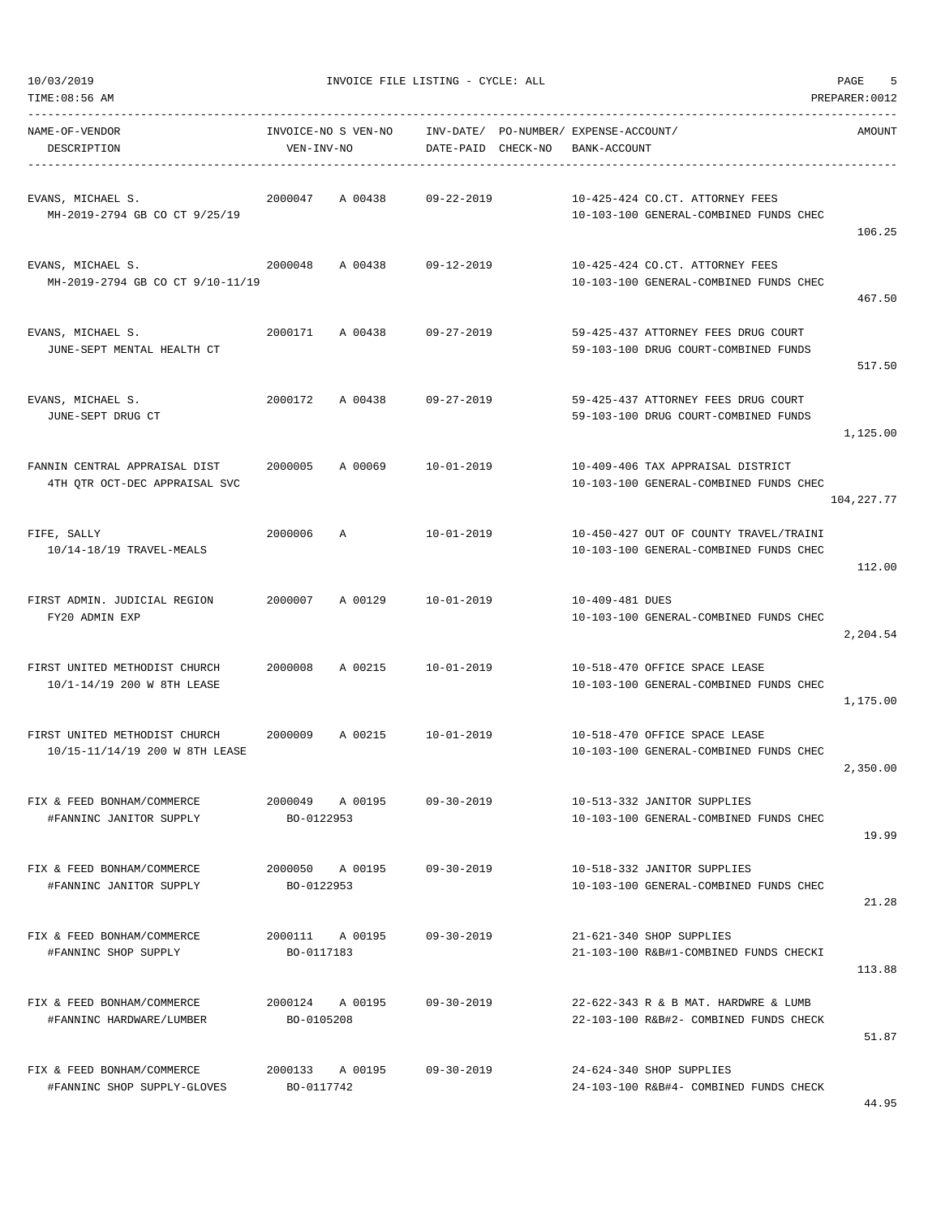10/03/2019 INVOICE FILE LISTING - CYCLE: ALL

TIME:08:56 AM PREPARER:0012

| NAME-OF-VENDOR / DESCRIPTION | INVOICE-NO S VEN-NO / VEN-INV-NO | INV-DATE/ DATE-PAID | PO-NUMBER/ CHECK-NO | EXPENSE-ACCOUNT/ BANK-ACCOUNT | AMOUNT |
|---|---|---|---|---|---|
| EVANS, MICHAEL S. / MH-2019-2794 GB CO CT 9/25/19 | 2000047 A 00438 | 09-22-2019 | | 10-425-424 CO.CT. ATTORNEY FEES / 10-103-100 GENERAL-COMBINED FUNDS CHEC | 106.25 |
| EVANS, MICHAEL S. / MH-2019-2794 GB CO CT 9/10-11/19 | 2000048 A 00438 | 09-12-2019 | | 10-425-424 CO.CT. ATTORNEY FEES / 10-103-100 GENERAL-COMBINED FUNDS CHEC | 467.50 |
| EVANS, MICHAEL S. / JUNE-SEPT MENTAL HEALTH CT | 2000171 A 00438 | 09-27-2019 | | 59-425-437 ATTORNEY FEES DRUG COURT / 59-103-100 DRUG COURT-COMBINED FUNDS | 517.50 |
| EVANS, MICHAEL S. / JUNE-SEPT DRUG CT | 2000172 A 00438 | 09-27-2019 | | 59-425-437 ATTORNEY FEES DRUG COURT / 59-103-100 DRUG COURT-COMBINED FUNDS | 1,125.00 |
| FANNIN CENTRAL APPRAISAL DIST / 4TH QTR OCT-DEC APPRAISAL SVC | 2000005 A 00069 | 10-01-2019 | | 10-409-406 TAX APPRAISAL DISTRICT / 10-103-100 GENERAL-COMBINED FUNDS CHEC | 104,227.77 |
| FIFE, SALLY / 10/14-18/19 TRAVEL-MEALS | 2000006 A | 10-01-2019 | | 10-450-427 OUT OF COUNTY TRAVEL/TRAINI / 10-103-100 GENERAL-COMBINED FUNDS CHEC | 112.00 |
| FIRST ADMIN. JUDICIAL REGION / FY20 ADMIN EXP | 2000007 A 00129 | 10-01-2019 | | 10-409-481 DUES / 10-103-100 GENERAL-COMBINED FUNDS CHEC | 2,204.54 |
| FIRST UNITED METHODIST CHURCH / 10/1-14/19 200 W 8TH LEASE | 2000008 A 00215 | 10-01-2019 | | 10-518-470 OFFICE SPACE LEASE / 10-103-100 GENERAL-COMBINED FUNDS CHEC | 1,175.00 |
| FIRST UNITED METHODIST CHURCH / 10/15-11/14/19 200 W 8TH LEASE | 2000009 A 00215 | 10-01-2019 | | 10-518-470 OFFICE SPACE LEASE / 10-103-100 GENERAL-COMBINED FUNDS CHEC | 2,350.00 |
| FIX & FEED BONHAM/COMMERCE / #FANNINC JANITOR SUPPLY | 2000049 A 00195 / BO-0122953 | 09-30-2019 | | 10-513-332 JANITOR SUPPLIES / 10-103-100 GENERAL-COMBINED FUNDS CHEC | 19.99 |
| FIX & FEED BONHAM/COMMERCE / #FANNINC JANITOR SUPPLY | 2000050 A 00195 / BO-0122953 | 09-30-2019 | | 10-518-332 JANITOR SUPPLIES / 10-103-100 GENERAL-COMBINED FUNDS CHEC | 21.28 |
| FIX & FEED BONHAM/COMMERCE / #FANNINC SHOP SUPPLY | 2000111 A 00195 / BO-0117183 | 09-30-2019 | | 21-621-340 SHOP SUPPLIES / 21-103-100 R&B#1-COMBINED FUNDS CHECKI | 113.88 |
| FIX & FEED BONHAM/COMMERCE / #FANNINC HARDWARE/LUMBER | 2000124 A 00195 / BO-0105208 | 09-30-2019 | | 22-622-343 R & B MAT. HARDWRE & LUMB / 22-103-100 R&B#2- COMBINED FUNDS CHECK | 51.87 |
| FIX & FEED BONHAM/COMMERCE / #FANNINC SHOP SUPPLY-GLOVES | 2000133 A 00195 / BO-0117742 | 09-30-2019 | | 24-624-340 SHOP SUPPLIES / 24-103-100 R&B#4- COMBINED FUNDS CHECK | 44.95 |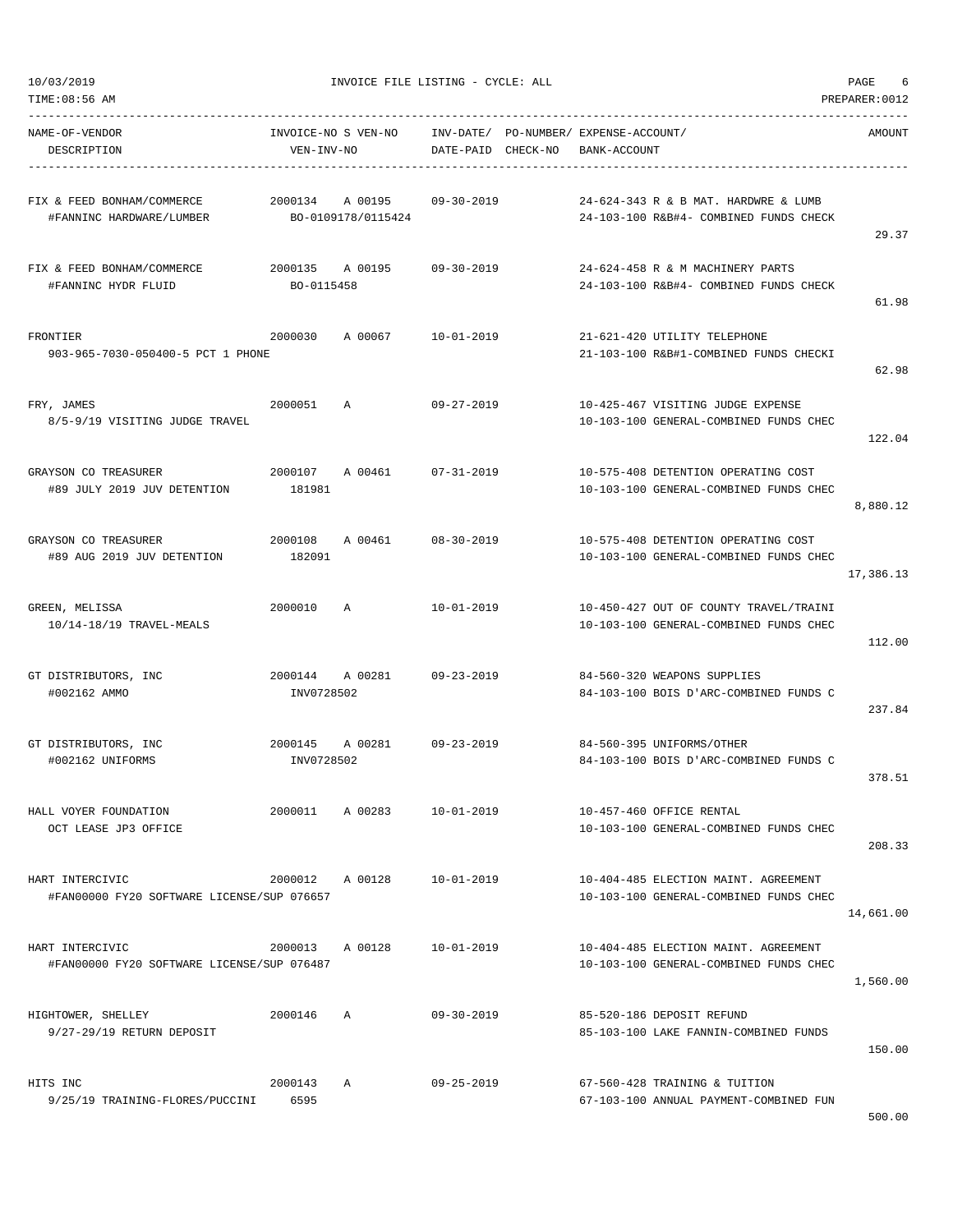10/03/2019 INVOICE FILE LISTING - CYCLE: ALL

TIME:08:56 AM PREPARER:0012

| NAME-OF-VENDOR / DESCRIPTION | INVOICE-NO S VEN-NO / VEN-INV-NO | INV-DATE/ DATE-PAID | PO-NUMBER/ CHECK-NO | EXPENSE-ACCOUNT/ BANK-ACCOUNT | AMOUNT |
|---|---|---|---|---|---|
| FIX & FEED BONHAM/COMMERCE<br>#FANNINC HARDWARE/LUMBER | 2000134 A 00195<br>BO-0109178/0115424 | 09-30-2019 | | 24-624-343 R & B MAT. HARDWRE & LUMB<br>24-103-100 R&B#4- COMBINED FUNDS CHECK | 29.37 |
| FIX & FEED BONHAM/COMMERCE<br>#FANNINC HYDR FLUID | 2000135 A 00195<br>BO-0115458 | 09-30-2019 | | 24-624-458 R & M MACHINERY PARTS<br>24-103-100 R&B#4- COMBINED FUNDS CHECK | 61.98 |
| FRONTIER<br>903-965-7030-050400-5 PCT 1 PHONE | 2000030 A 00067 | 10-01-2019 | | 21-621-420 UTILITY TELEPHONE<br>21-103-100 R&B#1-COMBINED FUNDS CHECKI | 62.98 |
| FRY, JAMES<br>8/5-9/19 VISITING JUDGE TRAVEL | 2000051 A | 09-27-2019 | | 10-425-467 VISITING JUDGE EXPENSE<br>10-103-100 GENERAL-COMBINED FUNDS CHEC | 122.04 |
| GRAYSON CO TREASURER<br>#89 JULY 2019 JUV DETENTION | 2000107 A 00461<br>181981 | 07-31-2019 | | 10-575-408 DETENTION OPERATING COST<br>10-103-100 GENERAL-COMBINED FUNDS CHEC | 8,880.12 |
| GRAYSON CO TREASURER<br>#89 AUG 2019 JUV DETENTION | 2000108 A 00461<br>182091 | 08-30-2019 | | 10-575-408 DETENTION OPERATING COST<br>10-103-100 GENERAL-COMBINED FUNDS CHEC | 17,386.13 |
| GREEN, MELISSA<br>10/14-18/19 TRAVEL-MEALS | 2000010 A | 10-01-2019 | | 10-450-427 OUT OF COUNTY TRAVEL/TRAINI<br>10-103-100 GENERAL-COMBINED FUNDS CHEC | 112.00 |
| GT DISTRIBUTORS, INC<br>#002162 AMMO | 2000144 A 00281<br>INV0728502 | 09-23-2019 | | 84-560-320 WEAPONS SUPPLIES<br>84-103-100 BOIS D'ARC-COMBINED FUNDS C | 237.84 |
| GT DISTRIBUTORS, INC<br>#002162 UNIFORMS | 2000145 A 00281<br>INV0728502 | 09-23-2019 | | 84-560-395 UNIFORMS/OTHER<br>84-103-100 BOIS D'ARC-COMBINED FUNDS C | 378.51 |
| HALL VOYER FOUNDATION<br>OCT LEASE JP3 OFFICE | 2000011 A 00283 | 10-01-2019 | | 10-457-460 OFFICE RENTAL<br>10-103-100 GENERAL-COMBINED FUNDS CHEC | 208.33 |
| HART INTERCIVIC<br>#FAN00000 FY20 SOFTWARE LICENSE/SUP 076657 | 2000012 A 00128 | 10-01-2019 | | 10-404-485 ELECTION MAINT. AGREEMENT<br>10-103-100 GENERAL-COMBINED FUNDS CHEC | 14,661.00 |
| HART INTERCIVIC<br>#FAN00000 FY20 SOFTWARE LICENSE/SUP 076487 | 2000013 A 00128 | 10-01-2019 | | 10-404-485 ELECTION MAINT. AGREEMENT<br>10-103-100 GENERAL-COMBINED FUNDS CHEC | 1,560.00 |
| HIGHTOWER, SHELLEY<br>9/27-29/19 RETURN DEPOSIT | 2000146 A | 09-30-2019 | | 85-520-186 DEPOSIT REFUND<br>85-103-100 LAKE FANNIN-COMBINED FUNDS | 150.00 |
| HITS INC<br>9/25/19 TRAINING-FLORES/PUCCINI | 2000143 A<br>6595 | 09-25-2019 | | 67-560-428 TRAINING & TUITION<br>67-103-100 ANNUAL PAYMENT-COMBINED FUN | 500.00 |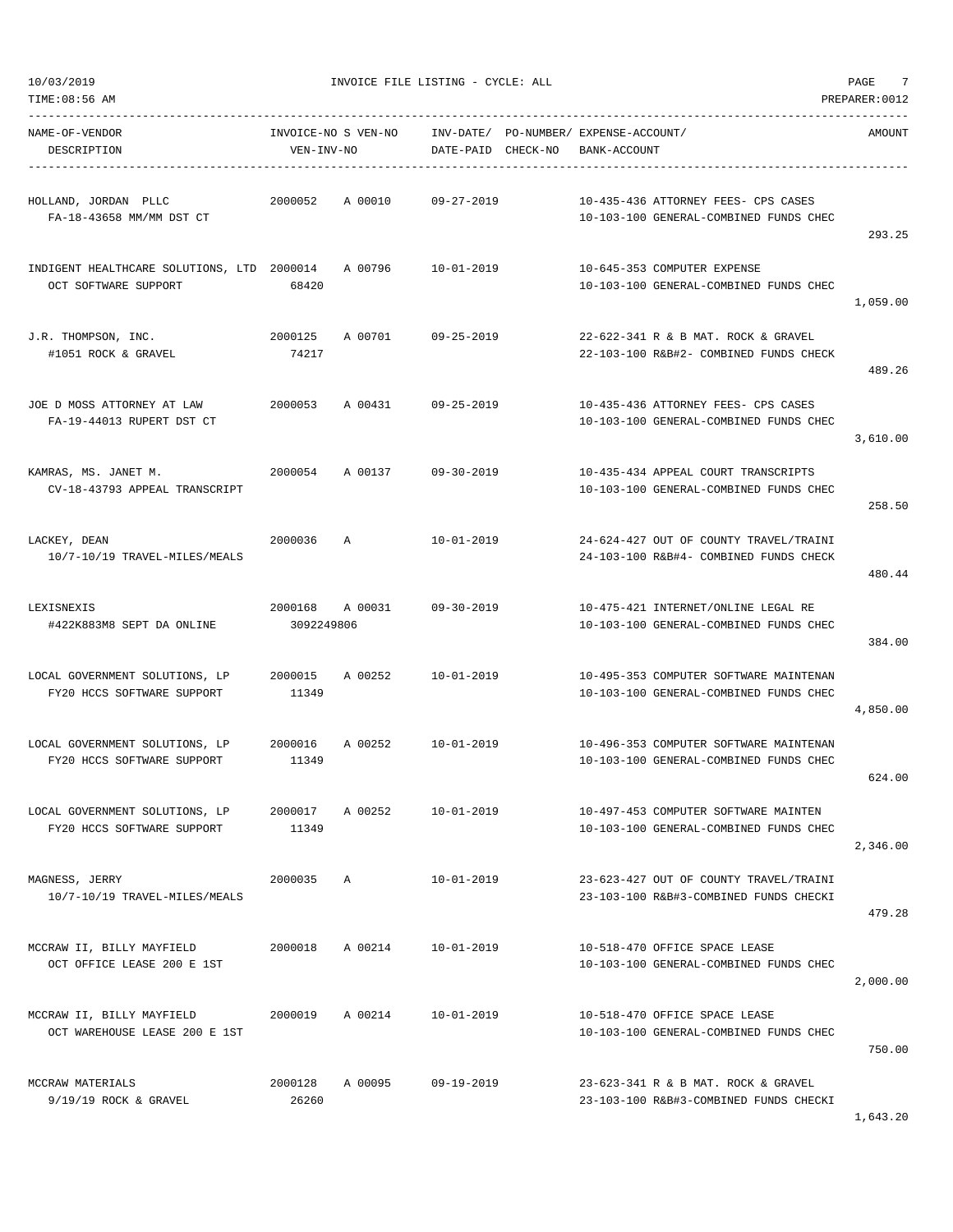10/03/2019 INVOICE FILE LISTING - CYCLE: ALL PAGE 7

TIME:08:56 AM PREPARER:0012

| NAME-OF-VENDOR / DESCRIPTION | INVOICE-NO / VEN-INV-NO | S | VEN-NO | INV-DATE/ DATE-PAID | PO-NUMBER/ CHECK-NO | EXPENSE-ACCOUNT/ BANK-ACCOUNT | AMOUNT |
|---|---|---|---|---|---|---|---|
| HOLLAND, JORDAN PLLC<br>FA-18-43658 MM/MM DST CT | 2000052 | A | 00010 | 09-27-2019 | | 10-435-436 ATTORNEY FEES- CPS CASES<br>10-103-100 GENERAL-COMBINED FUNDS CHEC | 293.25 |
| INDIGENT HEALTHCARE SOLUTIONS, LTD<br>OCT SOFTWARE SUPPORT | 2000014<br>68420 | A | 00796 | 10-01-2019 | | 10-645-353 COMPUTER EXPENSE<br>10-103-100 GENERAL-COMBINED FUNDS CHEC | 1,059.00 |
| J.R. THOMPSON, INC.<br>#1051 ROCK & GRAVEL | 2000125<br>74217 | A | 00701 | 09-25-2019 | | 22-622-341 R & B MAT. ROCK & GRAVEL<br>22-103-100 R&B#2- COMBINED FUNDS CHECK | 489.26 |
| JOE D MOSS ATTORNEY AT LAW<br>FA-19-44013 RUPERT DST CT | 2000053 | A | 00431 | 09-25-2019 | | 10-435-436 ATTORNEY FEES- CPS CASES<br>10-103-100 GENERAL-COMBINED FUNDS CHEC | 3,610.00 |
| KAMRAS, MS. JANET M.<br>CV-18-43793 APPEAL TRANSCRIPT | 2000054 | A | 00137 | 09-30-2019 | | 10-435-434 APPEAL COURT TRANSCRIPTS<br>10-103-100 GENERAL-COMBINED FUNDS CHEC | 258.50 |
| LACKEY, DEAN<br>10/7-10/19 TRAVEL-MILES/MEALS | 2000036 | A | | 10-01-2019 | | 24-624-427 OUT OF COUNTY TRAVEL/TRAINI<br>24-103-100 R&B#4- COMBINED FUNDS CHECK | 480.44 |
| LEXISNEXIS<br>#422K883M8 SEPT DA ONLINE | 2000168<br>3092249806 | A | 00031 | 09-30-2019 | | 10-475-421 INTERNET/ONLINE LEGAL RE<br>10-103-100 GENERAL-COMBINED FUNDS CHEC | 384.00 |
| LOCAL GOVERNMENT SOLUTIONS, LP<br>FY20 HCCS SOFTWARE SUPPORT | 2000015<br>11349 | A | 00252 | 10-01-2019 | | 10-495-353 COMPUTER SOFTWARE MAINTENAN<br>10-103-100 GENERAL-COMBINED FUNDS CHEC | 4,850.00 |
| LOCAL GOVERNMENT SOLUTIONS, LP<br>FY20 HCCS SOFTWARE SUPPORT | 2000016<br>11349 | A | 00252 | 10-01-2019 | | 10-496-353 COMPUTER SOFTWARE MAINTENAN<br>10-103-100 GENERAL-COMBINED FUNDS CHEC | 624.00 |
| LOCAL GOVERNMENT SOLUTIONS, LP<br>FY20 HCCS SOFTWARE SUPPORT | 2000017<br>11349 | A | 00252 | 10-01-2019 | | 10-497-453 COMPUTER SOFTWARE MAINTEN<br>10-103-100 GENERAL-COMBINED FUNDS CHEC | 2,346.00 |
| MAGNESS, JERRY<br>10/7-10/19 TRAVEL-MILES/MEALS | 2000035 | A | | 10-01-2019 | | 23-623-427 OUT OF COUNTY TRAVEL/TRAINI<br>23-103-100 R&B#3-COMBINED FUNDS CHECKI | 479.28 |
| MCCRAW II, BILLY MAYFIELD<br>OCT OFFICE LEASE 200 E 1ST | 2000018 | A | 00214 | 10-01-2019 | | 10-518-470 OFFICE SPACE LEASE<br>10-103-100 GENERAL-COMBINED FUNDS CHEC | 2,000.00 |
| MCCRAW II, BILLY MAYFIELD<br>OCT WAREHOUSE LEASE 200 E 1ST | 2000019 | A | 00214 | 10-01-2019 | | 10-518-470 OFFICE SPACE LEASE<br>10-103-100 GENERAL-COMBINED FUNDS CHEC | 750.00 |
| MCCRAW MATERIALS<br>9/19/19 ROCK & GRAVEL | 2000128<br>26260 | A | 00095 | 09-19-2019 | | 23-623-341 R & B MAT. ROCK & GRAVEL<br>23-103-100 R&B#3-COMBINED FUNDS CHECKI | 1,643.20 |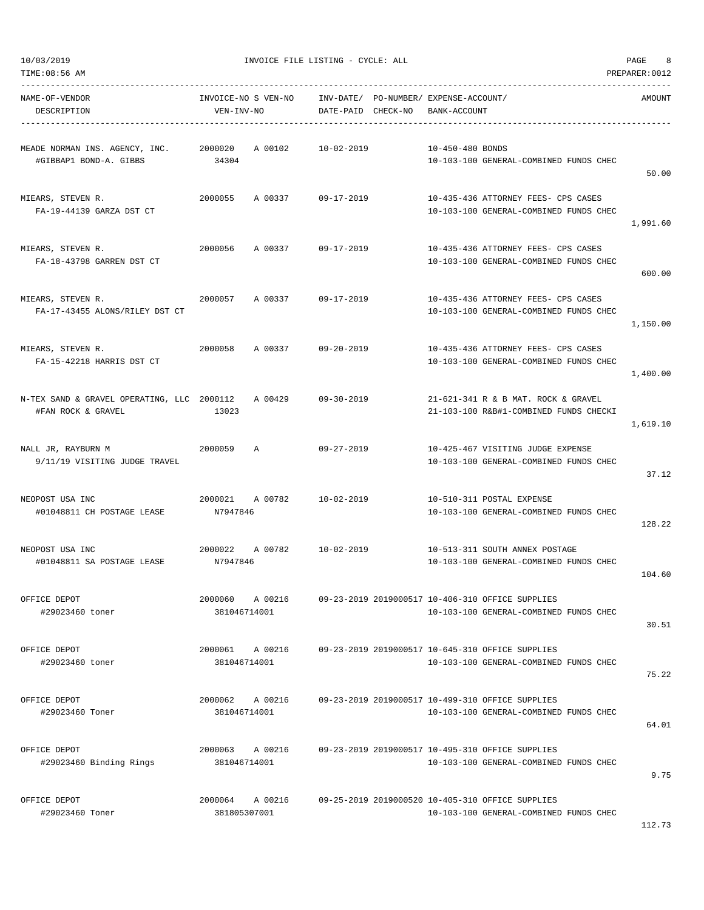INVOICE FILE LISTING - CYCLE: ALL

10/03/2019
TIME:08:56 AM
PREPARER:0012

| NAME-OF-VENDOR / DESCRIPTION | INVOICE-NO S VEN-NO / VEN-INV-NO | INV-DATE/ DATE-PAID | PO-NUMBER/ CHECK-NO | EXPENSE-ACCOUNT/ BANK-ACCOUNT | AMOUNT |
|---|---|---|---|---|---|
| MEADE NORMAN INS. AGENCY, INC. / #GIBBAP1 BOND-A. GIBBS | 2000020 A 00102 / 34304 | 10-02-2019 | | 10-450-480 BONDS / 10-103-100 GENERAL-COMBINED FUNDS CHEC | 50.00 |
| MIEARS, STEVEN R. / FA-19-44139 GARZA DST CT | 2000055 A 00337 | 09-17-2019 | | 10-435-436 ATTORNEY FEES- CPS CASES / 10-103-100 GENERAL-COMBINED FUNDS CHEC | 1,991.60 |
| MIEARS, STEVEN R. / FA-18-43798 GARREN DST CT | 2000056 A 00337 | 09-17-2019 | | 10-435-436 ATTORNEY FEES- CPS CASES / 10-103-100 GENERAL-COMBINED FUNDS CHEC | 600.00 |
| MIEARS, STEVEN R. / FA-17-43455 ALONS/RILEY DST CT | 2000057 A 00337 | 09-17-2019 | | 10-435-436 ATTORNEY FEES- CPS CASES / 10-103-100 GENERAL-COMBINED FUNDS CHEC | 1,150.00 |
| MIEARS, STEVEN R. / FA-15-42218 HARRIS DST CT | 2000058 A 00337 | 09-20-2019 | | 10-435-436 ATTORNEY FEES- CPS CASES / 10-103-100 GENERAL-COMBINED FUNDS CHEC | 1,400.00 |
| N-TEX SAND & GRAVEL OPERATING, LLC / #FAN ROCK & GRAVEL | 2000112 A 00429 / 13023 | 09-30-2019 | | 21-621-341 R & B MAT. ROCK & GRAVEL / 21-103-100 R&B#1-COMBINED FUNDS CHECKI | 1,619.10 |
| NALL JR, RAYBURN M / 9/11/19 VISITING JUDGE TRAVEL | 2000059 A | 09-27-2019 | | 10-425-467 VISITING JUDGE EXPENSE / 10-103-100 GENERAL-COMBINED FUNDS CHEC | 37.12 |
| NEOPOST USA INC / #01048811 CH POSTAGE LEASE | 2000021 A 00782 / N7947846 | 10-02-2019 | | 10-510-311 POSTAL EXPENSE / 10-103-100 GENERAL-COMBINED FUNDS CHEC | 128.22 |
| NEOPOST USA INC / #01048811 SA POSTAGE LEASE | 2000022 A 00782 / N7947846 | 10-02-2019 | | 10-513-311 SOUTH ANNEX POSTAGE / 10-103-100 GENERAL-COMBINED FUNDS CHEC | 104.60 |
| OFFICE DEPOT / #29023460 toner | 2000060 A 00216 / 381046714001 | 09-23-2019 | 2019000517 | 10-406-310 OFFICE SUPPLIES / 10-103-100 GENERAL-COMBINED FUNDS CHEC | 30.51 |
| OFFICE DEPOT / #29023460 toner | 2000061 A 00216 / 381046714001 | 09-23-2019 | 2019000517 | 10-645-310 OFFICE SUPPLIES / 10-103-100 GENERAL-COMBINED FUNDS CHEC | 75.22 |
| OFFICE DEPOT / #29023460 Toner | 2000062 A 00216 / 381046714001 | 09-23-2019 | 2019000517 | 10-499-310 OFFICE SUPPLIES / 10-103-100 GENERAL-COMBINED FUNDS CHEC | 64.01 |
| OFFICE DEPOT / #29023460 Binding Rings | 2000063 A 00216 / 381046714001 | 09-23-2019 | 2019000517 | 10-495-310 OFFICE SUPPLIES / 10-103-100 GENERAL-COMBINED FUNDS CHEC | 9.75 |
| OFFICE DEPOT / #29023460 Toner | 2000064 A 00216 / 381805307001 | 09-25-2019 | 2019000520 | 10-405-310 OFFICE SUPPLIES / 10-103-100 GENERAL-COMBINED FUNDS CHEC | 112.73 |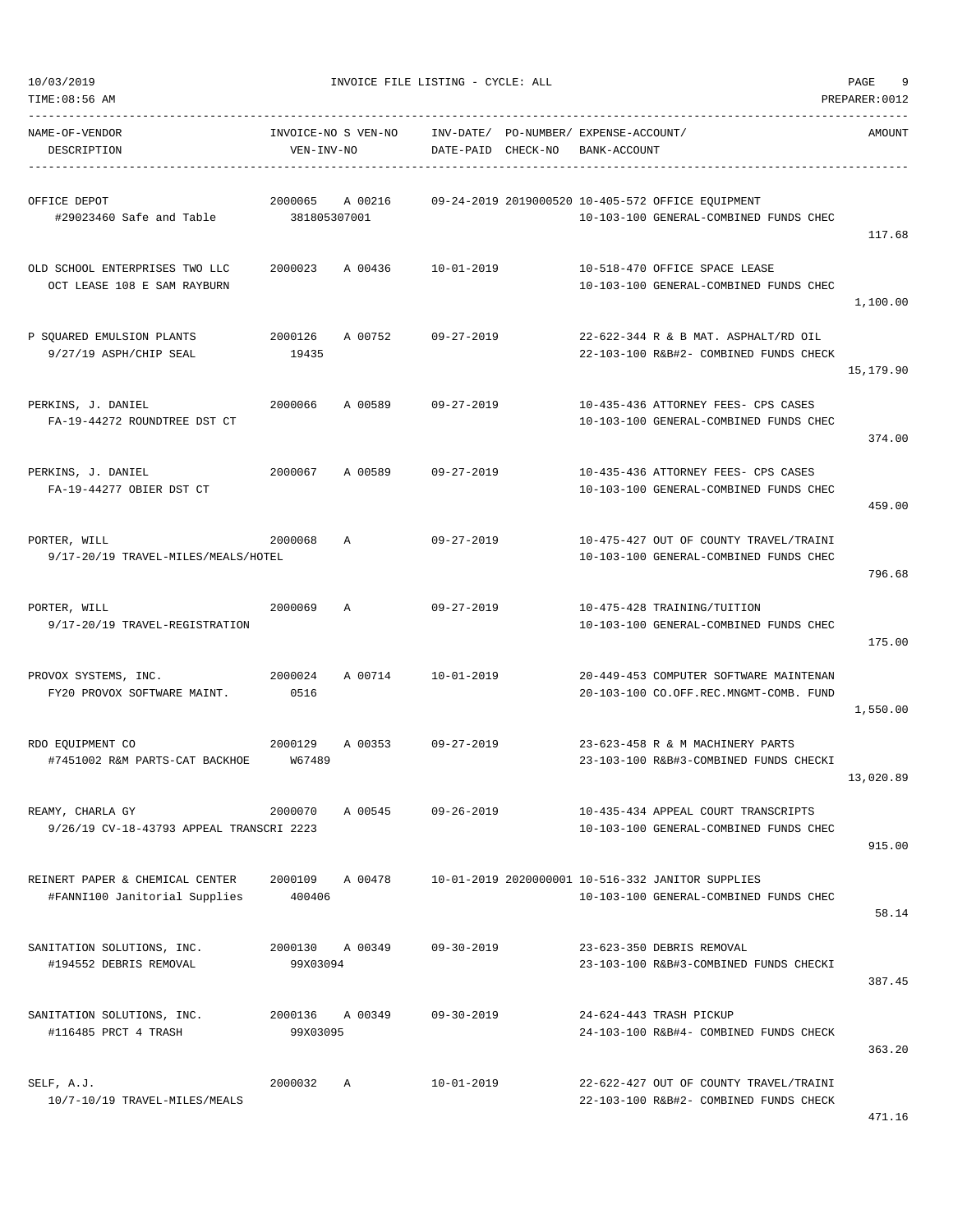10/03/2019 INVOICE FILE LISTING - CYCLE: ALL

TIME:08:56 AM PREPARER:0012

| NAME-OF-VENDOR / DESCRIPTION | INVOICE-NO S VEN-NO / VEN-INV-NO | INV-DATE/ DATE-PAID | PO-NUMBER/ CHECK-NO | EXPENSE-ACCOUNT/ BANK-ACCOUNT | AMOUNT |
|---|---|---|---|---|---|
| OFFICE DEPOT<br>#29023460 Safe and Table | 2000065 A 00216<br>381805307001 | 09-24-2019 | 2019000520 | 10-405-572 OFFICE EQUIPMENT<br>10-103-100 GENERAL-COMBINED FUNDS CHEC | 117.68 |
| OLD SCHOOL ENTERPRISES TWO LLC<br>OCT LEASE 108 E SAM RAYBURN | 2000023 A 00436 | 10-01-2019 | | 10-518-470 OFFICE SPACE LEASE<br>10-103-100 GENERAL-COMBINED FUNDS CHEC | 1,100.00 |
| P SQUARED EMULSION PLANTS<br>9/27/19 ASPH/CHIP SEAL | 2000126 A 00752<br>19435 | 09-27-2019 | | 22-622-344 R & B MAT. ASPHALT/RD OIL<br>22-103-100 R&B#2- COMBINED FUNDS CHECK | 15,179.90 |
| PERKINS, J. DANIEL<br>FA-19-44272 ROUNDTREE DST CT | 2000066 A 00589 | 09-27-2019 | | 10-435-436 ATTORNEY FEES- CPS CASES<br>10-103-100 GENERAL-COMBINED FUNDS CHEC | 374.00 |
| PERKINS, J. DANIEL<br>FA-19-44277 OBIER DST CT | 2000067 A 00589 | 09-27-2019 | | 10-435-436 ATTORNEY FEES- CPS CASES<br>10-103-100 GENERAL-COMBINED FUNDS CHEC | 459.00 |
| PORTER, WILL<br>9/17-20/19 TRAVEL-MILES/MEALS/HOTEL | 2000068 A | 09-27-2019 | | 10-475-427 OUT OF COUNTY TRAVEL/TRAINI<br>10-103-100 GENERAL-COMBINED FUNDS CHEC | 796.68 |
| PORTER, WILL<br>9/17-20/19 TRAVEL-REGISTRATION | 2000069 A | 09-27-2019 | | 10-475-428 TRAINING/TUITION<br>10-103-100 GENERAL-COMBINED FUNDS CHEC | 175.00 |
| PROVOX SYSTEMS, INC.<br>FY20 PROVOX SOFTWARE MAINT. | 2000024 A 00714<br>0516 | 10-01-2019 | | 20-449-453 COMPUTER SOFTWARE MAINTENAN<br>20-103-100 CO.OFF.REC.MNGMT-COMB. FUND | 1,550.00 |
| RDO EQUIPMENT CO<br>#7451002 R&M PARTS-CAT BACKHOE | 2000129 A 00353<br>W67489 | 09-27-2019 | | 23-623-458 R & M MACHINERY PARTS<br>23-103-100 R&B#3-COMBINED FUNDS CHECKI | 13,020.89 |
| REAMY, CHARLA GY<br>9/26/19 CV-18-43793 APPEAL TRANSCRI 2223 | 2000070 A 00545 | 09-26-2019 | | 10-435-434 APPEAL COURT TRANSCRIPTS<br>10-103-100 GENERAL-COMBINED FUNDS CHEC | 915.00 |
| REINERT PAPER & CHEMICAL CENTER<br>#FANNI100 Janitorial Supplies | 2000109 A 00478<br>400406 | 10-01-2019 | 2020000001 | 10-516-332 JANITOR SUPPLIES<br>10-103-100 GENERAL-COMBINED FUNDS CHEC | 58.14 |
| SANITATION SOLUTIONS, INC.<br>#194552 DEBRIS REMOVAL | 2000130 A 00349<br>99X03094 | 09-30-2019 | | 23-623-350 DEBRIS REMOVAL<br>23-103-100 R&B#3-COMBINED FUNDS CHECKI | 387.45 |
| SANITATION SOLUTIONS, INC.<br>#116485 PRCT 4 TRASH | 2000136 A 00349<br>99X03095 | 09-30-2019 | | 24-624-443 TRASH PICKUP<br>24-103-100 R&B#4- COMBINED FUNDS CHECK | 363.20 |
| SELF, A.J.<br>10/7-10/19 TRAVEL-MILES/MEALS | 2000032 A | 10-01-2019 | | 22-622-427 OUT OF COUNTY TRAVEL/TRAINI<br>22-103-100 R&B#2- COMBINED FUNDS CHECK | 471.16 |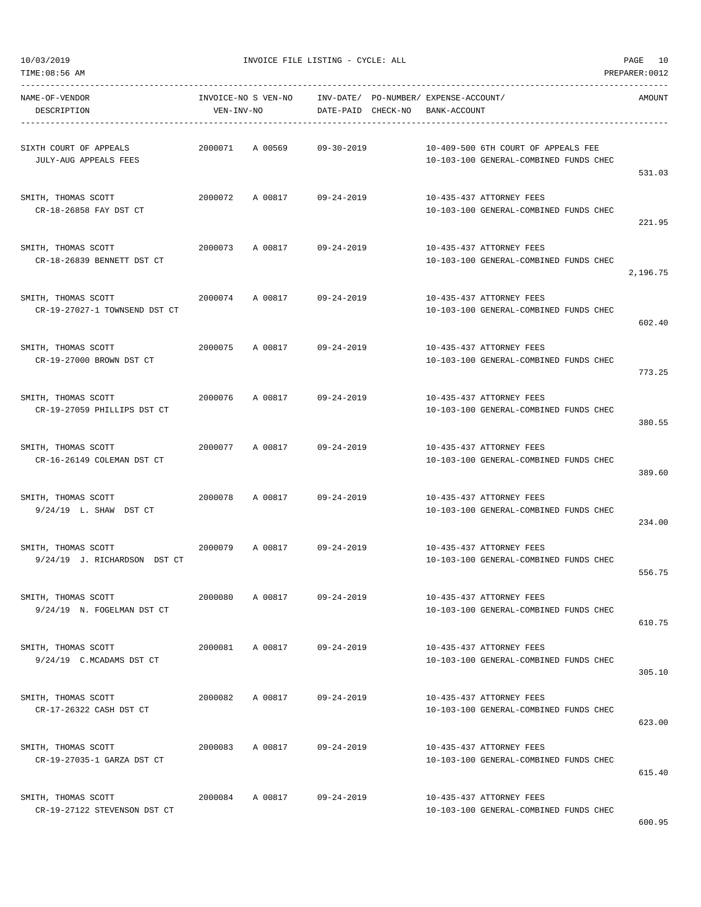10/03/2019 INVOICE FILE LISTING - CYCLE: ALL PAGE 10

TIME:08:56 AM PREPARER:0012

| NAME-OF-VENDOR / DESCRIPTION | INVOICE-NO | S | VEN-NO / VEN-INV-NO | INV-DATE/ DATE-PAID | PO-NUMBER/ CHECK-NO | EXPENSE-ACCOUNT/ BANK-ACCOUNT | AMOUNT |
|---|---|---|---|---|---|---|---|
| SIXTH COURT OF APPEALS<br>JULY-AUG APPEALS FEES | 2000071 | A | 00569 | 09-30-2019 | | 10-409-500 6TH COURT OF APPEALS FEE<br>10-103-100 GENERAL-COMBINED FUNDS CHEC | 531.03 |
| SMITH, THOMAS SCOTT<br>CR-18-26858 FAY DST CT | 2000072 | A | 00817 | 09-24-2019 | | 10-435-437 ATTORNEY FEES<br>10-103-100 GENERAL-COMBINED FUNDS CHEC | 221.95 |
| SMITH, THOMAS SCOTT<br>CR-18-26839 BENNETT DST CT | 2000073 | A | 00817 | 09-24-2019 | | 10-435-437 ATTORNEY FEES<br>10-103-100 GENERAL-COMBINED FUNDS CHEC | 2,196.75 |
| SMITH, THOMAS SCOTT<br>CR-19-27027-1 TOWNSEND DST CT | 2000074 | A | 00817 | 09-24-2019 | | 10-435-437 ATTORNEY FEES<br>10-103-100 GENERAL-COMBINED FUNDS CHEC | 602.40 |
| SMITH, THOMAS SCOTT<br>CR-19-27000 BROWN DST CT | 2000075 | A | 00817 | 09-24-2019 | | 10-435-437 ATTORNEY FEES<br>10-103-100 GENERAL-COMBINED FUNDS CHEC | 773.25 |
| SMITH, THOMAS SCOTT<br>CR-19-27059 PHILLIPS DST CT | 2000076 | A | 00817 | 09-24-2019 | | 10-435-437 ATTORNEY FEES<br>10-103-100 GENERAL-COMBINED FUNDS CHEC | 380.55 |
| SMITH, THOMAS SCOTT<br>CR-16-26149 COLEMAN DST CT | 2000077 | A | 00817 | 09-24-2019 | | 10-435-437 ATTORNEY FEES<br>10-103-100 GENERAL-COMBINED FUNDS CHEC | 389.60 |
| SMITH, THOMAS SCOTT<br>9/24/19 L. SHAW DST CT | 2000078 | A | 00817 | 09-24-2019 | | 10-435-437 ATTORNEY FEES<br>10-103-100 GENERAL-COMBINED FUNDS CHEC | 234.00 |
| SMITH, THOMAS SCOTT<br>9/24/19 J. RICHARDSON DST CT | 2000079 | A | 00817 | 09-24-2019 | | 10-435-437 ATTORNEY FEES<br>10-103-100 GENERAL-COMBINED FUNDS CHEC | 556.75 |
| SMITH, THOMAS SCOTT<br>9/24/19 N. FOGELMAN DST CT | 2000080 | A | 00817 | 09-24-2019 | | 10-435-437 ATTORNEY FEES<br>10-103-100 GENERAL-COMBINED FUNDS CHEC | 610.75 |
| SMITH, THOMAS SCOTT<br>9/24/19 C.MCADAMS DST CT | 2000081 | A | 00817 | 09-24-2019 | | 10-435-437 ATTORNEY FEES<br>10-103-100 GENERAL-COMBINED FUNDS CHEC | 305.10 |
| SMITH, THOMAS SCOTT<br>CR-17-26322 CASH DST CT | 2000082 | A | 00817 | 09-24-2019 | | 10-435-437 ATTORNEY FEES<br>10-103-100 GENERAL-COMBINED FUNDS CHEC | 623.00 |
| SMITH, THOMAS SCOTT<br>CR-19-27035-1 GARZA DST CT | 2000083 | A | 00817 | 09-24-2019 | | 10-435-437 ATTORNEY FEES<br>10-103-100 GENERAL-COMBINED FUNDS CHEC | 615.40 |
| SMITH, THOMAS SCOTT<br>CR-19-27122 STEVENSON DST CT | 2000084 | A | 00817 | 09-24-2019 | | 10-435-437 ATTORNEY FEES<br>10-103-100 GENERAL-COMBINED FUNDS CHEC | 600.95 |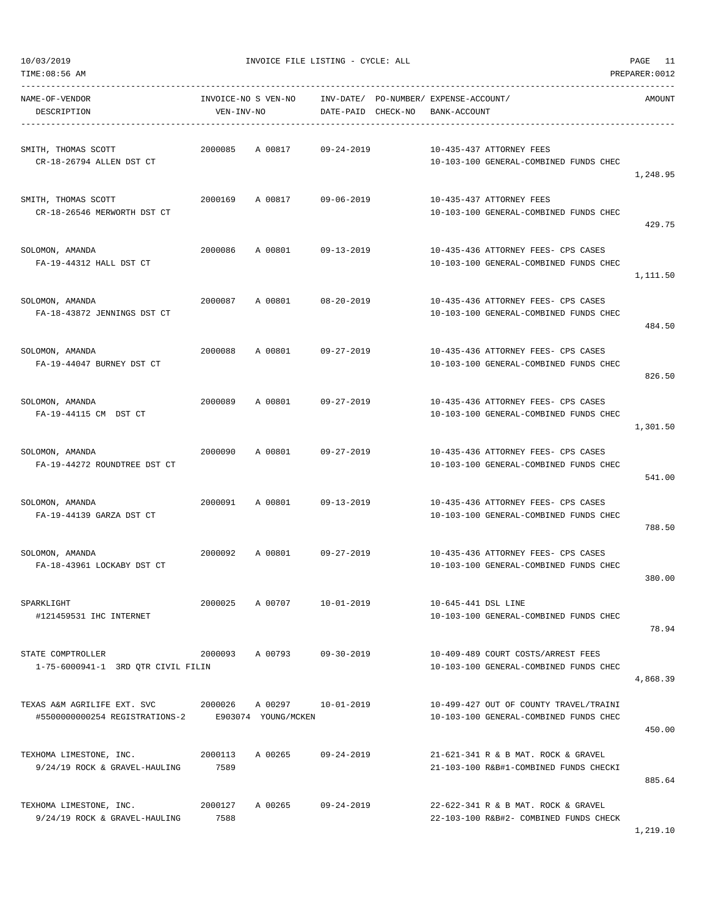10/03/2019 INVOICE FILE LISTING - CYCLE: ALL

TIME:08:56 AM PREPARER:0012

| NAME-OF-VENDOR<br>DESCRIPTION | INVOICE-NO<br>VEN-INV-NO | S VEN-NO | INV-DATE/<br>DATE-PAID | PO-NUMBER/<br>CHECK-NO | EXPENSE-ACCOUNT/<br>BANK-ACCOUNT | AMOUNT |
|---|---|---|---|---|---|---|
| SMITH, THOMAS SCOTT<br>CR-18-26794 ALLEN DST CT | 2000085 | A 00817 | 09-24-2019 | | 10-435-437 ATTORNEY FEES<br>10-103-100 GENERAL-COMBINED FUNDS CHEC | 1,248.95 |
| SMITH, THOMAS SCOTT<br>CR-18-26546 MERWORTH DST CT | 2000169 | A 00817 | 09-06-2019 | | 10-435-437 ATTORNEY FEES<br>10-103-100 GENERAL-COMBINED FUNDS CHEC | 429.75 |
| SOLOMON, AMANDA<br>FA-19-44312 HALL DST CT | 2000086 | A 00801 | 09-13-2019 | | 10-435-436 ATTORNEY FEES- CPS CASES<br>10-103-100 GENERAL-COMBINED FUNDS CHEC | 1,111.50 |
| SOLOMON, AMANDA<br>FA-18-43872 JENNINGS DST CT | 2000087 | A 00801 | 08-20-2019 | | 10-435-436 ATTORNEY FEES- CPS CASES<br>10-103-100 GENERAL-COMBINED FUNDS CHEC | 484.50 |
| SOLOMON, AMANDA<br>FA-19-44047 BURNEY DST CT | 2000088 | A 00801 | 09-27-2019 | | 10-435-436 ATTORNEY FEES- CPS CASES<br>10-103-100 GENERAL-COMBINED FUNDS CHEC | 826.50 |
| SOLOMON, AMANDA<br>FA-19-44115 CM DST CT | 2000089 | A 00801 | 09-27-2019 | | 10-435-436 ATTORNEY FEES- CPS CASES<br>10-103-100 GENERAL-COMBINED FUNDS CHEC | 1,301.50 |
| SOLOMON, AMANDA<br>FA-19-44272 ROUNDTREE DST CT | 2000090 | A 00801 | 09-27-2019 | | 10-435-436 ATTORNEY FEES- CPS CASES<br>10-103-100 GENERAL-COMBINED FUNDS CHEC | 541.00 |
| SOLOMON, AMANDA<br>FA-19-44139 GARZA DST CT | 2000091 | A 00801 | 09-13-2019 | | 10-435-436 ATTORNEY FEES- CPS CASES<br>10-103-100 GENERAL-COMBINED FUNDS CHEC | 788.50 |
| SOLOMON, AMANDA<br>FA-18-43961 LOCKABY DST CT | 2000092 | A 00801 | 09-27-2019 | | 10-435-436 ATTORNEY FEES- CPS CASES<br>10-103-100 GENERAL-COMBINED FUNDS CHEC | 380.00 |
| SPARKLIGHT<br>#121459531 IHC INTERNET | 2000025 | A 00707 | 10-01-2019 | | 10-645-441 DSL LINE<br>10-103-100 GENERAL-COMBINED FUNDS CHEC | 78.94 |
| STATE COMPTROLLER<br>1-75-6000941-1 3RD QTR CIVIL FILIN | 2000093 | A 00793 | 09-30-2019 | | 10-409-489 COURT COSTS/ARREST FEES<br>10-103-100 GENERAL-COMBINED FUNDS CHEC | 4,868.39 |
| TEXAS A&M AGRILIFE EXT. SVC<br>#5500000000254 REGISTRATIONS-2 | 2000026 | A 00297 | 10-01-2019 | E903074 YOUNG/MCKEN | 10-499-427 OUT OF COUNTY TRAVEL/TRAINI<br>10-103-100 GENERAL-COMBINED FUNDS CHEC | 450.00 |
| TEXHOMA LIMESTONE, INC.<br>9/24/19 ROCK & GRAVEL-HAULING | 2000113<br>7589 | A 00265 | 09-24-2019 | | 21-621-341 R & B MAT. ROCK & GRAVEL<br>21-103-100 R&B#1-COMBINED FUNDS CHECKI | 885.64 |
| TEXHOMA LIMESTONE, INC.<br>9/24/19 ROCK & GRAVEL-HAULING | 2000127<br>7588 | A 00265 | 09-24-2019 | | 22-622-341 R & B MAT. ROCK & GRAVEL<br>22-103-100 R&B#2- COMBINED FUNDS CHECK | 1,219.10 |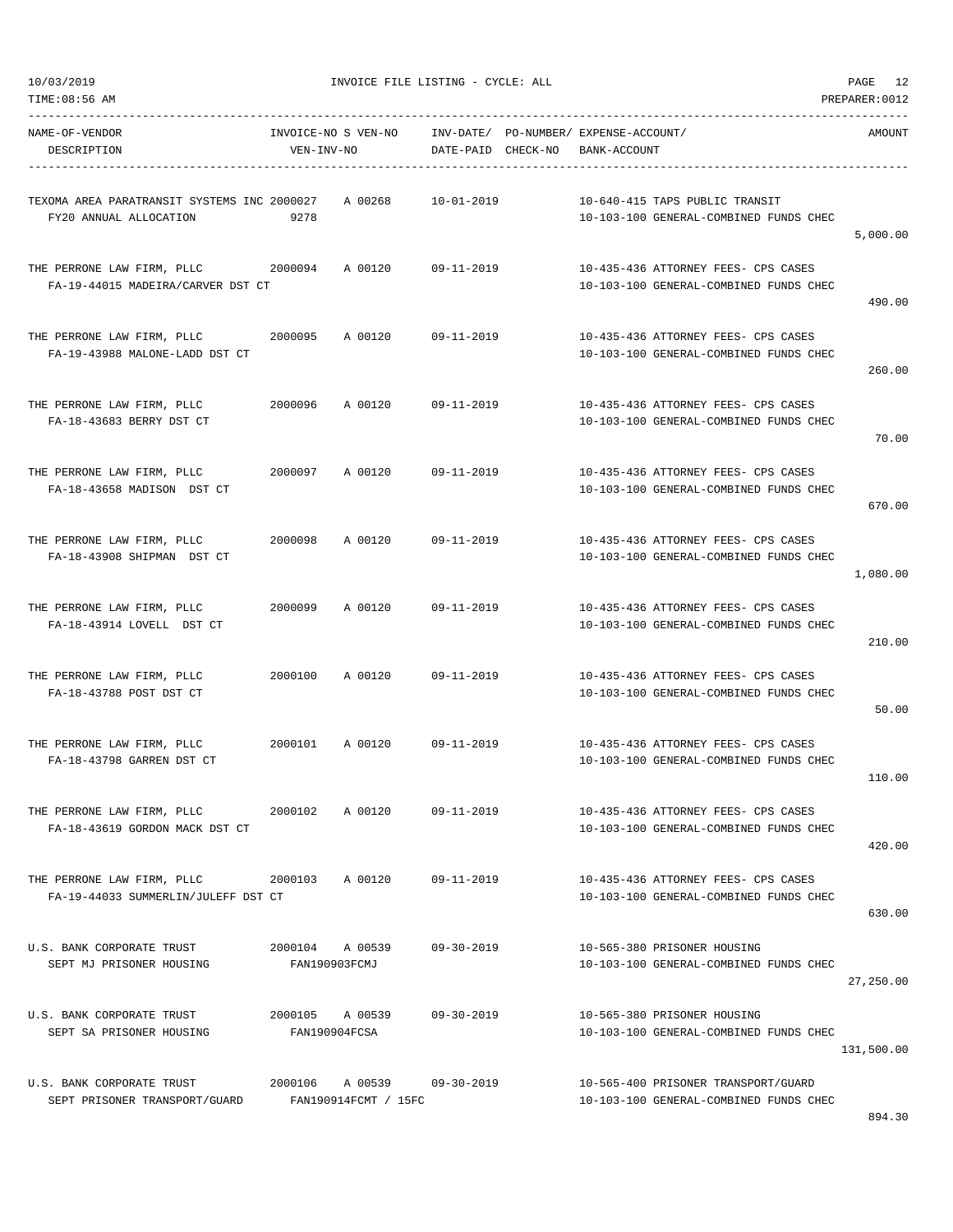INVOICE FILE LISTING - CYCLE: ALL

| NAME-OF-VENDOR / DESCRIPTION | INVOICE-NO / VEN-INV-NO | S | VEN-NO | INV-DATE/ DATE-PAID | PO-NUMBER/ CHECK-NO | EXPENSE-ACCOUNT/ BANK-ACCOUNT | AMOUNT |
|---|---|---|---|---|---|---|---|
| TEXOMA AREA PARATRANSIT SYSTEMS INC / FY20 ANNUAL ALLOCATION | 2000027 / 9278 | A | 00268 | 10-01-2019 | | 10-640-415 TAPS PUBLIC TRANSIT / 10-103-100 GENERAL-COMBINED FUNDS CHEC | 5,000.00 |
| THE PERRONE LAW FIRM, PLLC / FA-19-44015 MADEIRA/CARVER DST CT | 2000094 | A | 00120 | 09-11-2019 | | 10-435-436 ATTORNEY FEES- CPS CASES / 10-103-100 GENERAL-COMBINED FUNDS CHEC | 490.00 |
| THE PERRONE LAW FIRM, PLLC / FA-19-43988 MALONE-LADD DST CT | 2000095 | A | 00120 | 09-11-2019 | | 10-435-436 ATTORNEY FEES- CPS CASES / 10-103-100 GENERAL-COMBINED FUNDS CHEC | 260.00 |
| THE PERRONE LAW FIRM, PLLC / FA-18-43683 BERRY DST CT | 2000096 | A | 00120 | 09-11-2019 | | 10-435-436 ATTORNEY FEES- CPS CASES / 10-103-100 GENERAL-COMBINED FUNDS CHEC | 70.00 |
| THE PERRONE LAW FIRM, PLLC / FA-18-43658 MADISON DST CT | 2000097 | A | 00120 | 09-11-2019 | | 10-435-436 ATTORNEY FEES- CPS CASES / 10-103-100 GENERAL-COMBINED FUNDS CHEC | 670.00 |
| THE PERRONE LAW FIRM, PLLC / FA-18-43908 SHIPMAN DST CT | 2000098 | A | 00120 | 09-11-2019 | | 10-435-436 ATTORNEY FEES- CPS CASES / 10-103-100 GENERAL-COMBINED FUNDS CHEC | 1,080.00 |
| THE PERRONE LAW FIRM, PLLC / FA-18-43914 LOVELL DST CT | 2000099 | A | 00120 | 09-11-2019 | | 10-435-436 ATTORNEY FEES- CPS CASES / 10-103-100 GENERAL-COMBINED FUNDS CHEC | 210.00 |
| THE PERRONE LAW FIRM, PLLC / FA-18-43788 POST DST CT | 2000100 | A | 00120 | 09-11-2019 | | 10-435-436 ATTORNEY FEES- CPS CASES / 10-103-100 GENERAL-COMBINED FUNDS CHEC | 50.00 |
| THE PERRONE LAW FIRM, PLLC / FA-18-43798 GARREN DST CT | 2000101 | A | 00120 | 09-11-2019 | | 10-435-436 ATTORNEY FEES- CPS CASES / 10-103-100 GENERAL-COMBINED FUNDS CHEC | 110.00 |
| THE PERRONE LAW FIRM, PLLC / FA-18-43619 GORDON MACK DST CT | 2000102 | A | 00120 | 09-11-2019 | | 10-435-436 ATTORNEY FEES- CPS CASES / 10-103-100 GENERAL-COMBINED FUNDS CHEC | 420.00 |
| THE PERRONE LAW FIRM, PLLC / FA-19-44033 SUMMERLIN/JULEFF DST CT | 2000103 | A | 00120 | 09-11-2019 | | 10-435-436 ATTORNEY FEES- CPS CASES / 10-103-100 GENERAL-COMBINED FUNDS CHEC | 630.00 |
| U.S. BANK CORPORATE TRUST / SEPT MJ PRISONER HOUSING | 2000104 / FAN190903FCMJ | A | 00539 | 09-30-2019 | | 10-565-380 PRISONER HOUSING / 10-103-100 GENERAL-COMBINED FUNDS CHEC | 27,250.00 |
| U.S. BANK CORPORATE TRUST / SEPT SA PRISONER HOUSING | 2000105 / FAN190904FCSA | A | 00539 | 09-30-2019 | | 10-565-380 PRISONER HOUSING / 10-103-100 GENERAL-COMBINED FUNDS CHEC | 131,500.00 |
| U.S. BANK CORPORATE TRUST / SEPT PRISONER TRANSPORT/GUARD | 2000106 / FAN190914FCMT / 15FC | A | 00539 | 09-30-2019 | | 10-565-400 PRISONER TRANSPORT/GUARD / 10-103-100 GENERAL-COMBINED FUNDS CHEC | 894.30 |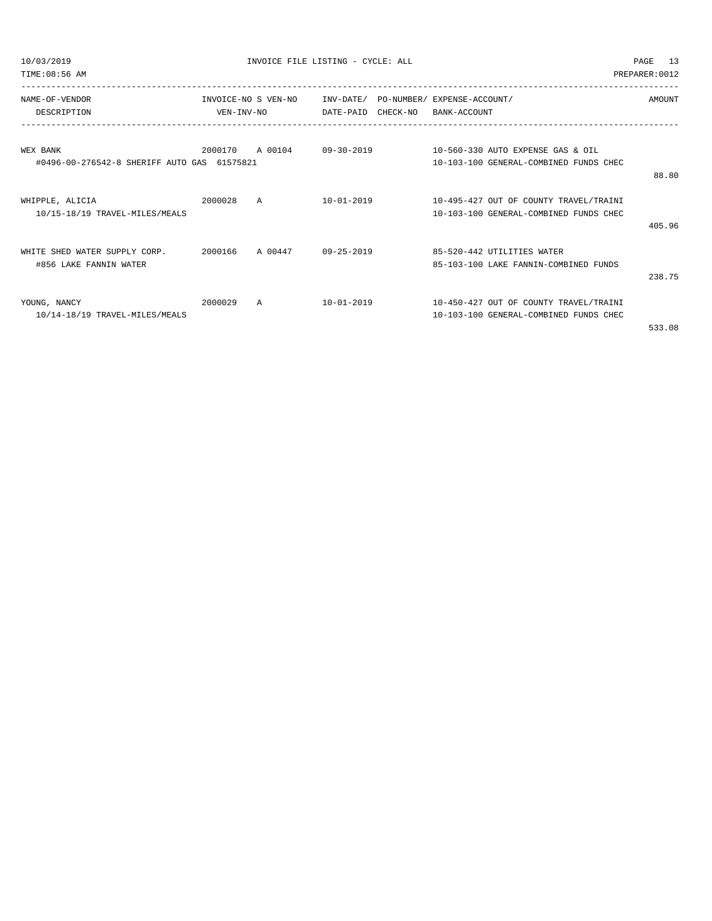INVOICE FILE LISTING - CYCLE: ALL

| NAME-OF-VENDOR / DESCRIPTION | INVOICE-NO / VEN-INV-NO | S | VEN-NO | INV-DATE/ DATE-PAID | PO-NUMBER/ CHECK-NO | EXPENSE-ACCOUNT/ BANK-ACCOUNT | AMOUNT |
|---|---|---|---|---|---|---|---|
| WEX BANK | 2000170 | A | 00104 | 09-30-2019 | | 10-560-330 AUTO EXPENSE GAS & OIL | |
| #0496-00-276542-8 SHERIFF AUTO GAS | 61575821 | | | | | 10-103-100 GENERAL-COMBINED FUNDS CHEC | 88.80 |
| WHIPPLE, ALICIA | 2000028 | A | | 10-01-2019 | | 10-495-427 OUT OF COUNTY TRAVEL/TRAINI | |
| 10/15-18/19 TRAVEL-MILES/MEALS | | | | | | 10-103-100 GENERAL-COMBINED FUNDS CHEC | 405.96 |
| WHITE SHED WATER SUPPLY CORP. | 2000166 | A | 00447 | 09-25-2019 | | 85-520-442 UTILITIES WATER | |
| #856 LAKE FANNIN WATER | | | | | | 85-103-100 LAKE FANNIN-COMBINED FUNDS | 238.75 |
| YOUNG, NANCY | 2000029 | A | | 10-01-2019 | | 10-450-427 OUT OF COUNTY TRAVEL/TRAINI | |
| 10/14-18/19 TRAVEL-MILES/MEALS | | | | | | 10-103-100 GENERAL-COMBINED FUNDS CHEC | 533.08 |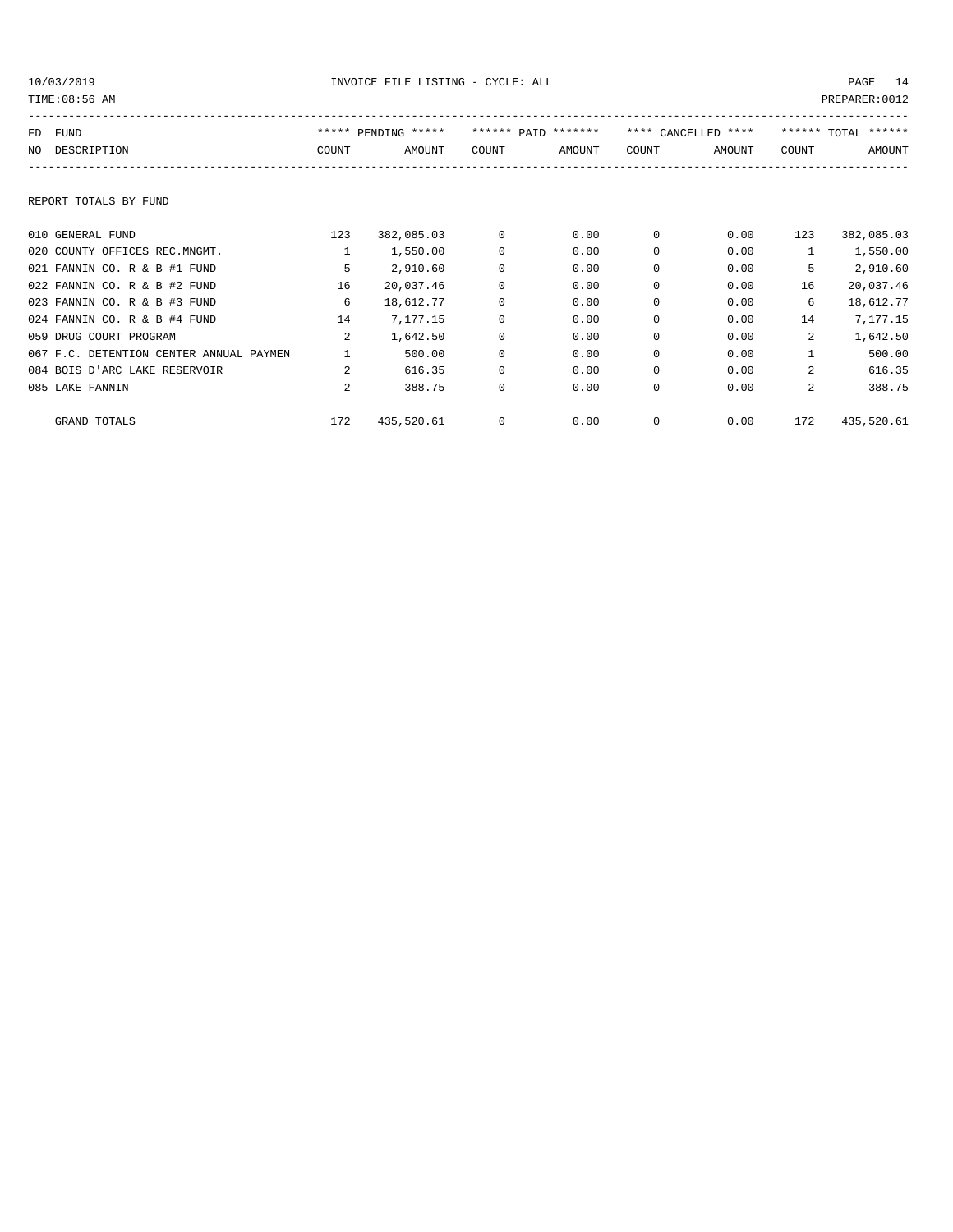10/03/2019 INVOICE FILE LISTING - CYCLE: ALL PAGE 14

TIME:08:56 AM PREPARER:0012

REPORT TOTALS BY FUND

| FD NO | FUND DESCRIPTION | ***** PENDING ***** COUNT | AMOUNT | ****** PAID ******* COUNT | AMOUNT | **** CANCELLED **** COUNT | AMOUNT | ****** TOTAL ****** COUNT | AMOUNT |
|---|---|---|---|---|---|---|---|---|---|
| 010 | GENERAL FUND | 123 | 382,085.03 | 0 | 0.00 | 0 | 0.00 | 123 | 382,085.03 |
| 020 | COUNTY OFFICES REC.MNGMT. | 1 | 1,550.00 | 0 | 0.00 | 0 | 0.00 | 1 | 1,550.00 |
| 021 | FANNIN CO. R & B #1 FUND | 5 | 2,910.60 | 0 | 0.00 | 0 | 0.00 | 5 | 2,910.60 |
| 022 | FANNIN CO. R & B #2 FUND | 16 | 20,037.46 | 0 | 0.00 | 0 | 0.00 | 16 | 20,037.46 |
| 023 | FANNIN CO. R & B #3 FUND | 6 | 18,612.77 | 0 | 0.00 | 0 | 0.00 | 6 | 18,612.77 |
| 024 | FANNIN CO. R & B #4 FUND | 14 | 7,177.15 | 0 | 0.00 | 0 | 0.00 | 14 | 7,177.15 |
| 059 | DRUG COURT PROGRAM | 2 | 1,642.50 | 0 | 0.00 | 0 | 0.00 | 2 | 1,642.50 |
| 067 | F.C. DETENTION CENTER ANNUAL PAYMEN | 1 | 500.00 | 0 | 0.00 | 0 | 0.00 | 1 | 500.00 |
| 084 | BOIS D'ARC LAKE RESERVOIR | 2 | 616.35 | 0 | 0.00 | 0 | 0.00 | 2 | 616.35 |
| 085 | LAKE FANNIN | 2 | 388.75 | 0 | 0.00 | 0 | 0.00 | 2 | 388.75 |
| | GRAND TOTALS | 172 | 435,520.61 | 0 | 0.00 | 0 | 0.00 | 172 | 435,520.61 |